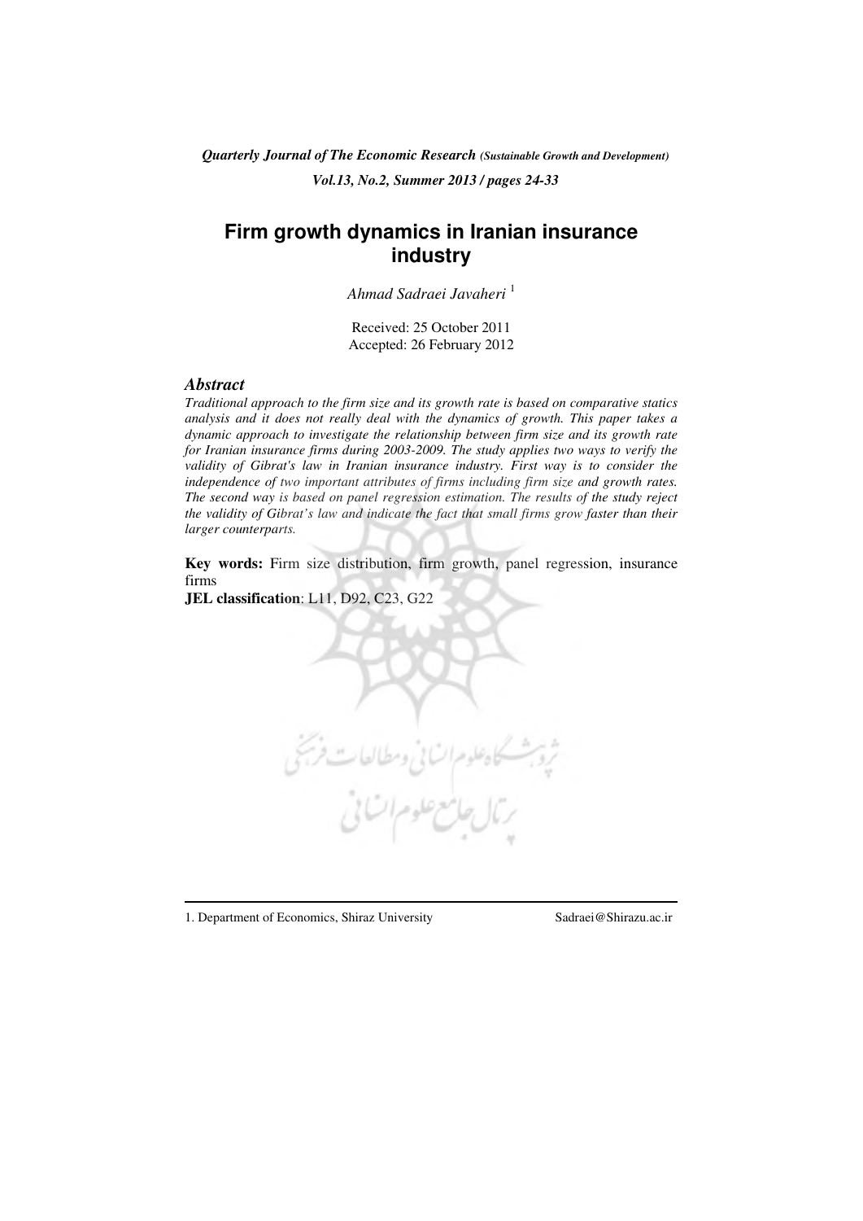*Quarterly Journal of The Economic Research (Sustainable Growth and Development)*

*Vol.13, No.2, Summer 2013 / pages 24-33*

# Firm growth dynamics in Iranian insurance industry

*Ahmad Sadraei Javaheri* [1]

Received: 25 October 2011
Accepted: 26 February 2012

### *Abstract*

*Traditional approach to the firm size and its growth rate is based on comparative statics analysis and it does not really deal with the dynamics of growth. This paper takes a dynamic approach to investigate the relationship between firm size and its growth rate for Iranian insurance firms during 2003-2009. The study applies two ways to verify the validity of Gibrat's law in Iranian insurance industry. First way is to consider the independence of two important attributes of firms including firm size and growth rates. The second way is based on panel regression estimation. The results of the study reject the validity of Gibrat's law and indicate the fact that small firms grow faster than their larger counterparts.*

**Key words:** Firm size distribution, firm growth, panel regression, insurance firms

**JEL classification**: L11, D92, C23, G22

---

1. Department of Economics, Shiraz University Sadraei@Shirazu.ac.ir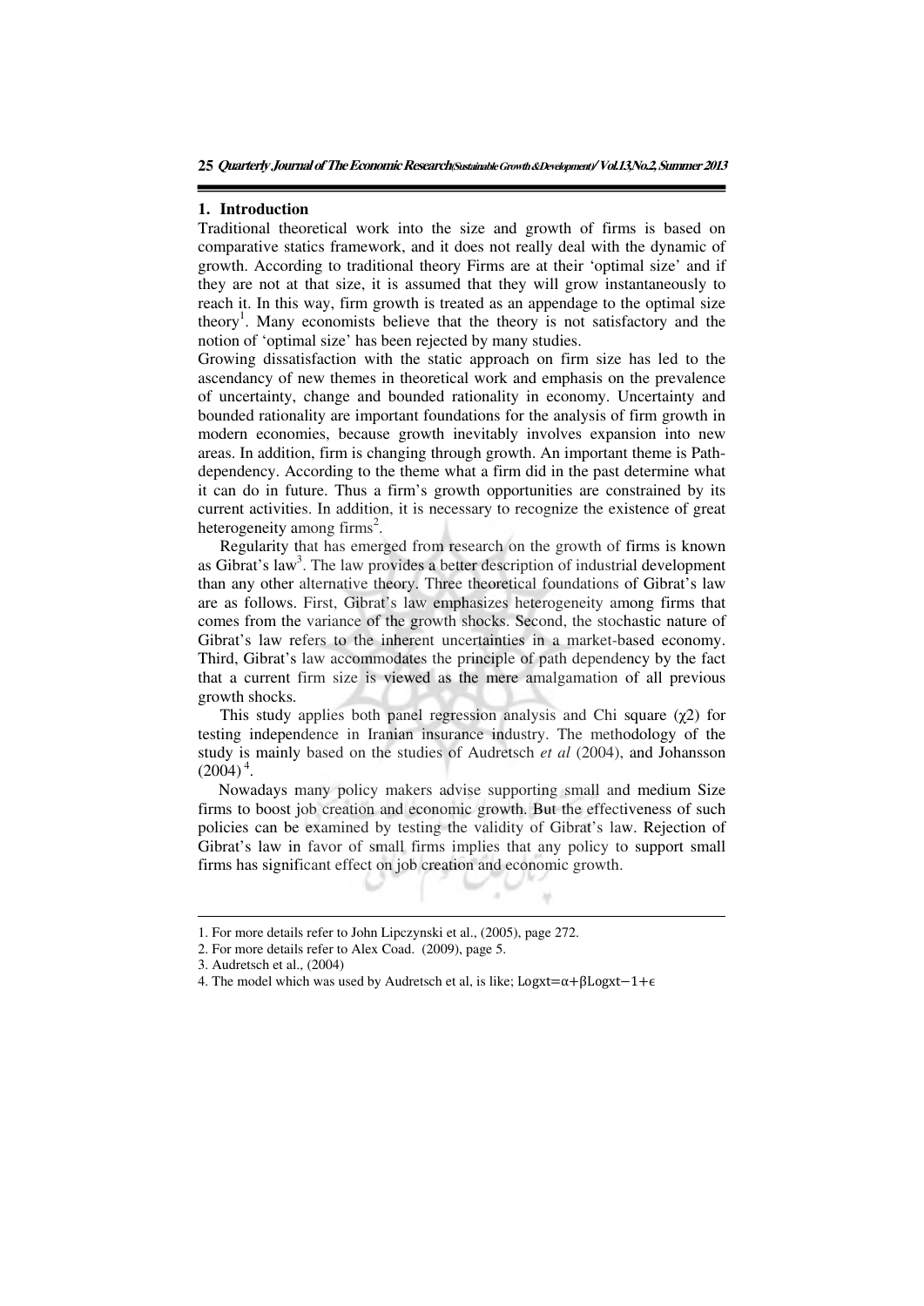## 1. Introduction

Traditional theoretical work into the size and growth of firms is based on comparative statics framework, and it does not really deal with the dynamic of growth. According to traditional theory Firms are at their 'optimal size' and if they are not at that size, it is assumed that they will grow instantaneously to reach it. In this way, firm growth is treated as an appendage to the optimal size theory[1]. Many economists believe that the theory is not satisfactory and the notion of 'optimal size' has been rejected by many studies.

Growing dissatisfaction with the static approach on firm size has led to the ascendancy of new themes in theoretical work and emphasis on the prevalence of uncertainty, change and bounded rationality in economy. Uncertainty and bounded rationality are important foundations for the analysis of firm growth in modern economies, because growth inevitably involves expansion into new areas. In addition, firm is changing through growth. An important theme is Path-dependency. According to the theme what a firm did in the past determine what it can do in future. Thus a firm's growth opportunities are constrained by its current activities. In addition, it is necessary to recognize the existence of great heterogeneity among firms[2].

Regularity that has emerged from research on the growth of firms is known as Gibrat's law[3]. The law provides a better description of industrial development than any other alternative theory. Three theoretical foundations of Gibrat's law are as follows. First, Gibrat's law emphasizes heterogeneity among firms that comes from the variance of the growth shocks. Second, the stochastic nature of Gibrat's law refers to the inherent uncertainties in a market-based economy. Third, Gibrat's law accommodates the principle of path dependency by the fact that a current firm size is viewed as the mere amalgamation of all previous growth shocks.

This study applies both panel regression analysis and Chi square ($\chi2$) for testing independence in Iranian insurance industry. The methodology of the study is mainly based on the studies of Audretsch *et al* (2004), and Johansson (2004)[4].

Nowadays many policy makers advise supporting small and medium Size firms to boost job creation and economic growth. But the effectiveness of such policies can be examined by testing the validity of Gibrat's law. Rejection of Gibrat's law in favor of small firms implies that any policy to support small firms has significant effect on job creation and economic growth.

---

1. For more details refer to John Lipczynski et al., (2005), page 272.
2. For more details refer to Alex Coad. (2009), page 5.
3. Audretsch et al., (2004)
4. The model which was used by Audretsch et al, is like; $Logxt=\alpha+\beta Logxt-1+\epsilon$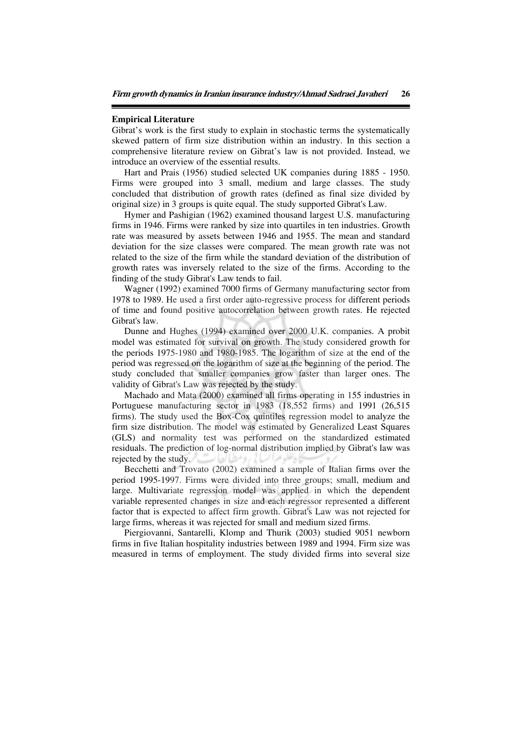## Empirical Literature

Gibrat's work is the first study to explain in stochastic terms the systematically skewed pattern of firm size distribution within an industry. In this section a comprehensive literature review on Gibrat's law is not provided. Instead, we introduce an overview of the essential results.

Hart and Prais (1956) studied selected UK companies during 1885 - 1950. Firms were grouped into 3 small, medium and large classes. The study concluded that distribution of growth rates (defined as final size divided by original size) in 3 groups is quite equal. The study supported Gibrat's Law.

Hymer and Pashigian (1962) examined thousand largest U.S. manufacturing firms in 1946. Firms were ranked by size into quartiles in ten industries. Growth rate was measured by assets between 1946 and 1955. The mean and standard deviation for the size classes were compared. The mean growth rate was not related to the size of the firm while the standard deviation of the distribution of growth rates was inversely related to the size of the firms. According to the finding of the study Gibrat's Law tends to fail.

Wagner (1992) examined 7000 firms of Germany manufacturing sector from 1978 to 1989. He used a first order auto-regressive process for different periods of time and found positive autocorrelation between growth rates. He rejected Gibrat's law.

Dunne and Hughes (1994) examined over 2000 U.K. companies. A probit model was estimated for survival on growth. The study considered growth for the periods 1975-1980 and 1980-1985. The logarithm of size at the end of the period was regressed on the logarithm of size at the beginning of the period. The study concluded that smaller companies grow faster than larger ones. The validity of Gibrat's Law was rejected by the study.

Machado and Mata (2000) examined all firms operating in 155 industries in Portuguese manufacturing sector in 1983 (18,552 firms) and 1991 (26,515 firms). The study used the Box-Cox quintiles regression model to analyze the firm size distribution. The model was estimated by Generalized Least Squares (GLS) and normality test was performed on the standardized estimated residuals. The prediction of log-normal distribution implied by Gibrat's law was rejected by the study.

Becchetti and Trovato (2002) examined a sample of Italian firms over the period 1995-1997. Firms were divided into three groups; small, medium and large. Multivariate regression model was applied in which the dependent variable represented changes in size and each regressor represented a different factor that is expected to affect firm growth. Gibrat's Law was not rejected for large firms, whereas it was rejected for small and medium sized firms.

Piergiovanni, Santarelli, Klomp and Thurik (2003) studied 9051 newborn firms in five Italian hospitality industries between 1989 and 1994. Firm size was measured in terms of employment. The study divided firms into several size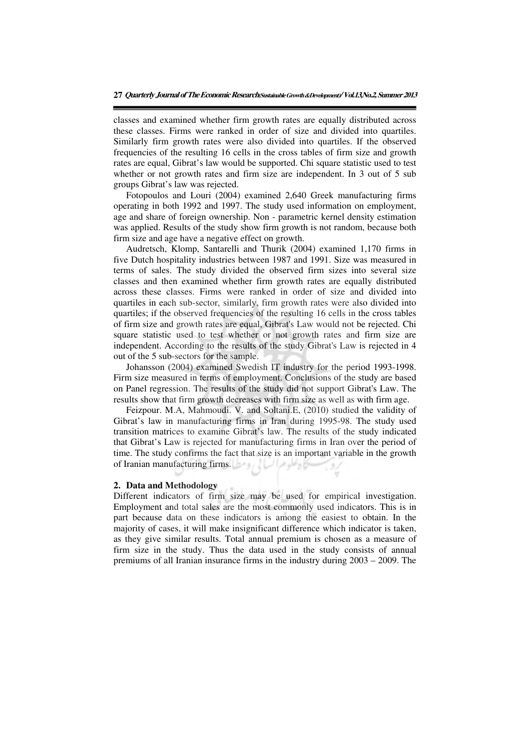classes and examined whether firm growth rates are equally distributed across these classes. Firms were ranked in order of size and divided into quartiles. Similarly firm growth rates were also divided into quartiles. If the observed frequencies of the resulting 16 cells in the cross tables of firm size and growth rates are equal, Gibrat's law would be supported. Chi square statistic used to test whether or not growth rates and firm size are independent. In 3 out of 5 sub groups Gibrat's law was rejected.

Fotopoulos and Louri (2004) examined 2,640 Greek manufacturing firms operating in both 1992 and 1997. The study used information on employment, age and share of foreign ownership. Non - parametric kernel density estimation was applied. Results of the study show firm growth is not random, because both firm size and age have a negative effect on growth.

Audretsch, Klomp, Santarelli and Thurik (2004) examined 1,170 firms in five Dutch hospitality industries between 1987 and 1991. Size was measured in terms of sales. The study divided the observed firm sizes into several size classes and then examined whether firm growth rates are equally distributed across these classes. Firms were ranked in order of size and divided into quartiles in each sub-sector, similarly, firm growth rates were also divided into quartiles; if the observed frequencies of the resulting 16 cells in the cross tables of firm size and growth rates are equal, Gibrat's Law would not be rejected. Chi square statistic used to test whether or not growth rates and firm size are independent. According to the results of the study Gibrat's Law is rejected in 4 out of the 5 sub-sectors for the sample.

Johansson (2004) examined Swedish IT industry for the period 1993-1998. Firm size measured in terms of employment. Conclusions of the study are based on Panel regression. The results of the study did not support Gibrat's Law. The results show that firm growth decreases with firm size as well as with firm age.

Feizpour. M.A, Mahmoudi. V. and Soltani.E, (2010) studied the validity of Gibrat's law in manufacturing firms in Iran during 1995-98. The study used transition matrices to examine Gibrat's law. The results of the study indicated that Gibrat's Law is rejected for manufacturing firms in Iran over the period of time. The study confirms the fact that size is an important variable in the growth of Iranian manufacturing firms.

## 2. Data and Methodology

Different indicators of firm size may be used for empirical investigation. Employment and total sales are the most commonly used indicators. This is in part because data on these indicators is among the easiest to obtain. In the majority of cases, it will make insignificant difference which indicator is taken, as they give similar results. Total annual premium is chosen as a measure of firm size in the study. Thus the data used in the study consists of annual premiums of all Iranian insurance firms in the industry during 2003 – 2009. The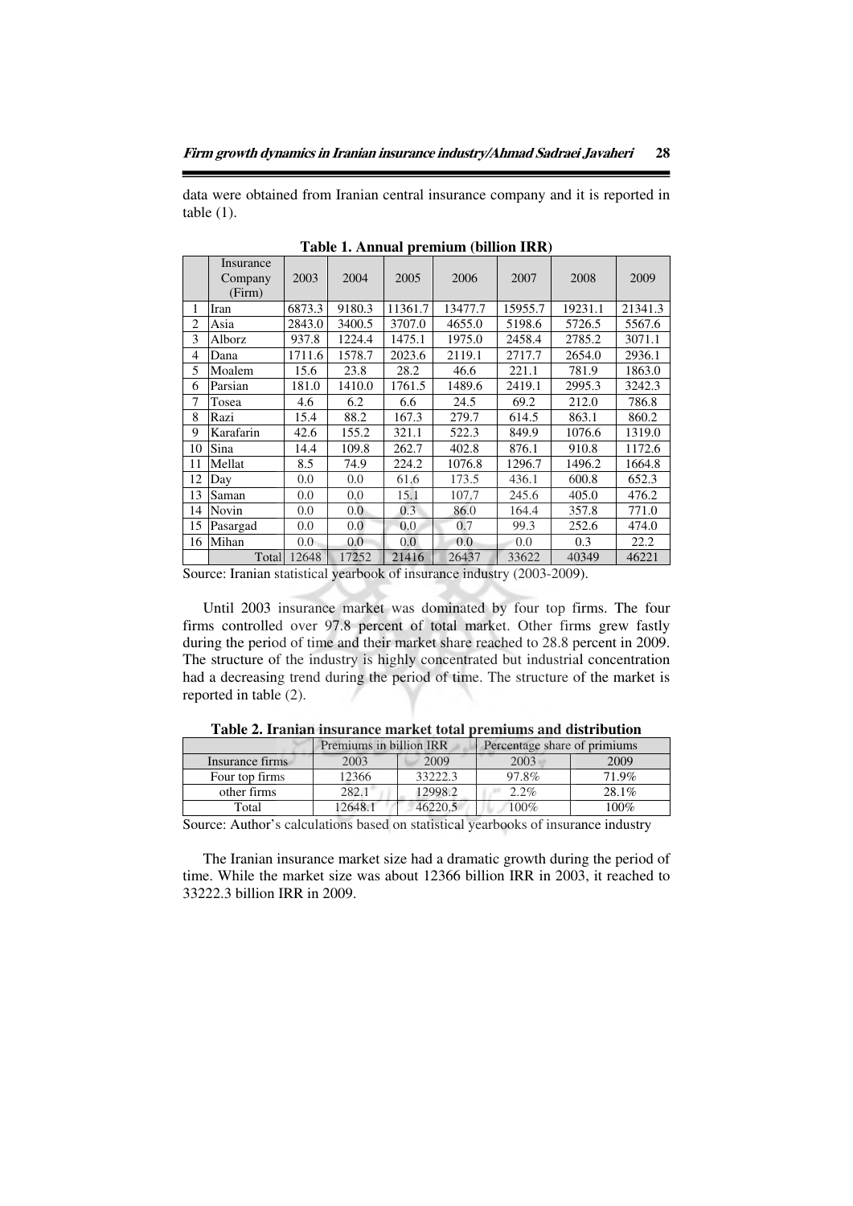data were obtained from Iranian central insurance company and it is reported in table (1).

**Table 1. Annual premium (billion IRR)**

| | Insurance Company (Firm) | 2003 | 2004 | 2005 | 2006 | 2007 | 2008 | 2009 |
|---|---|---|---|---|---|---|---|---|
| 1 | Iran | 6873.3 | 9180.3 | 11361.7 | 13477.7 | 15955.7 | 19231.1 | 21341.3 |
| 2 | Asia | 2843.0 | 3400.5 | 3707.0 | 4655.0 | 5198.6 | 5726.5 | 5567.6 |
| 3 | Alborz | 937.8 | 1224.4 | 1475.1 | 1975.0 | 2458.4 | 2785.2 | 3071.1 |
| 4 | Dana | 1711.6 | 1578.7 | 2023.6 | 2119.1 | 2717.7 | 2654.0 | 2936.1 |
| 5 | Moalem | 15.6 | 23.8 | 28.2 | 46.6 | 221.1 | 781.9 | 1863.0 |
| 6 | Parsian | 181.0 | 1410.0 | 1761.5 | 1489.6 | 2419.1 | 2995.3 | 3242.3 |
| 7 | Tosea | 4.6 | 6.2 | 6.6 | 24.5 | 69.2 | 212.0 | 786.8 |
| 8 | Razi | 15.4 | 88.2 | 167.3 | 279.7 | 614.5 | 863.1 | 860.2 |
| 9 | Karafarin | 42.6 | 155.2 | 321.1 | 522.3 | 849.9 | 1076.6 | 1319.0 |
| 10 | Sina | 14.4 | 109.8 | 262.7 | 402.8 | 876.1 | 910.8 | 1172.6 |
| 11 | Mellat | 8.5 | 74.9 | 224.2 | 1076.8 | 1296.7 | 1496.2 | 1664.8 |
| 12 | Day | 0.0 | 0.0 | 61.6 | 173.5 | 436.1 | 600.8 | 652.3 |
| 13 | Saman | 0.0 | 0.0 | 15.1 | 107.7 | 245.6 | 405.0 | 476.2 |
| 14 | Novin | 0.0 | 0.0 | 0.3 | 86.0 | 164.4 | 357.8 | 771.0 |
| 15 | Pasargad | 0.0 | 0.0 | 0.0 | 0.7 | 99.3 | 252.6 | 474.0 |
| 16 | Mihan | 0.0 | 0.0 | 0.0 | 0.0 | 0.0 | 0.3 | 22.2 |
| | Total | 12648 | 17252 | 21416 | 26437 | 33622 | 40349 | 46221 |

Source: Iranian statistical yearbook of insurance industry (2003-2009).

Until 2003 insurance market was dominated by four top firms. The four firms controlled over 97.8 percent of total market. Other firms grew fastly during the period of time and their market share reached to 28.8 percent in 2009. The structure of the industry is highly concentrated but industrial concentration had a decreasing trend during the period of time. The structure of the market is reported in table (2).

**Table 2. Iranian insurance market total premiums and distribution**

| | Premiums in billion IRR | | Percentage share of primiums | |
|---|---|---|---|---|
| Insurance firms | 2003 | 2009 | 2003 | 2009 |
| Four top firms | 12366 | 33222.3 | 97.8% | 71.9% |
| other firms | 282.1 | 12998.2 | 2.2% | 28.1% |
| Total | 12648.1 | 46220.5 | 100% | 100% |

Source: Author's calculations based on statistical yearbooks of insurance industry

The Iranian insurance market size had a dramatic growth during the period of time. While the market size was about 12366 billion IRR in 2003, it reached to 33222.3 billion IRR in 2009.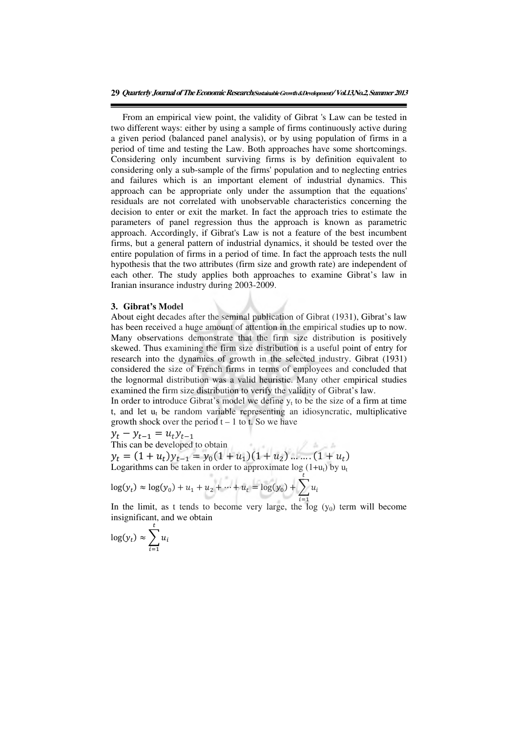From an empirical view point, the validity of Gibrat 's Law can be tested in two different ways: either by using a sample of firms continuously active during a given period (balanced panel analysis), or by using population of firms in a period of time and testing the Law. Both approaches have some shortcomings. Considering only incumbent surviving firms is by definition equivalent to considering only a sub-sample of the firms' population and to neglecting entries and failures which is an important element of industrial dynamics. This approach can be appropriate only under the assumption that the equations' residuals are not correlated with unobservable characteristics concerning the decision to enter or exit the market. In fact the approach tries to estimate the parameters of panel regression thus the approach is known as parametric approach. Accordingly, if Gibrat's Law is not a feature of the best incumbent firms, but a general pattern of industrial dynamics, it should be tested over the entire population of firms in a period of time. In fact the approach tests the null hypothesis that the two attributes (firm size and growth rate) are independent of each other. The study applies both approaches to examine Gibrat's law in Iranian insurance industry during 2003-2009.

## 3. Gibrat's Model

About eight decades after the seminal publication of Gibrat (1931), Gibrat's law has been received a huge amount of attention in the empirical studies up to now. Many observations demonstrate that the firm size distribution is positively skewed. Thus examining the firm size distribution is a useful point of entry for research into the dynamics of growth in the selected industry. Gibrat (1931) considered the size of French firms in terms of employees and concluded that the lognormal distribution was a valid heuristic. Many other empirical studies examined the firm size distribution to verify the validity of Gibrat's law.

In order to introduce Gibrat's model we define $y_t$ to be the size of a firm at time t, and let $u_t$ be random variable representing an idiosyncratic, multiplicative growth shock over the period t – 1 to t. So we have

$$y_t - y_{t-1} = u_t y_{t-1}$$

This can be developed to obtain

$$y_t = (1 + u_t)y_{t-1} = y_0(1 + u_1)(1 + u_2) \dots \dots (1 + u_t)$$

Logarithms can be taken in order to approximate log $(1+u_t)$ by $u_t$

$$\log(y_t) \approx \log(y_0) + u_1 + u_2 + \cdots + u_t = \log(y_0) + \sum_{i=1}^{t} u_i$$

In the limit, as t tends to become very large, the log $(y_0)$ term will become insignificant, and we obtain

$$\log(y_t) \approx \sum_{i=1}^{t} u_i$$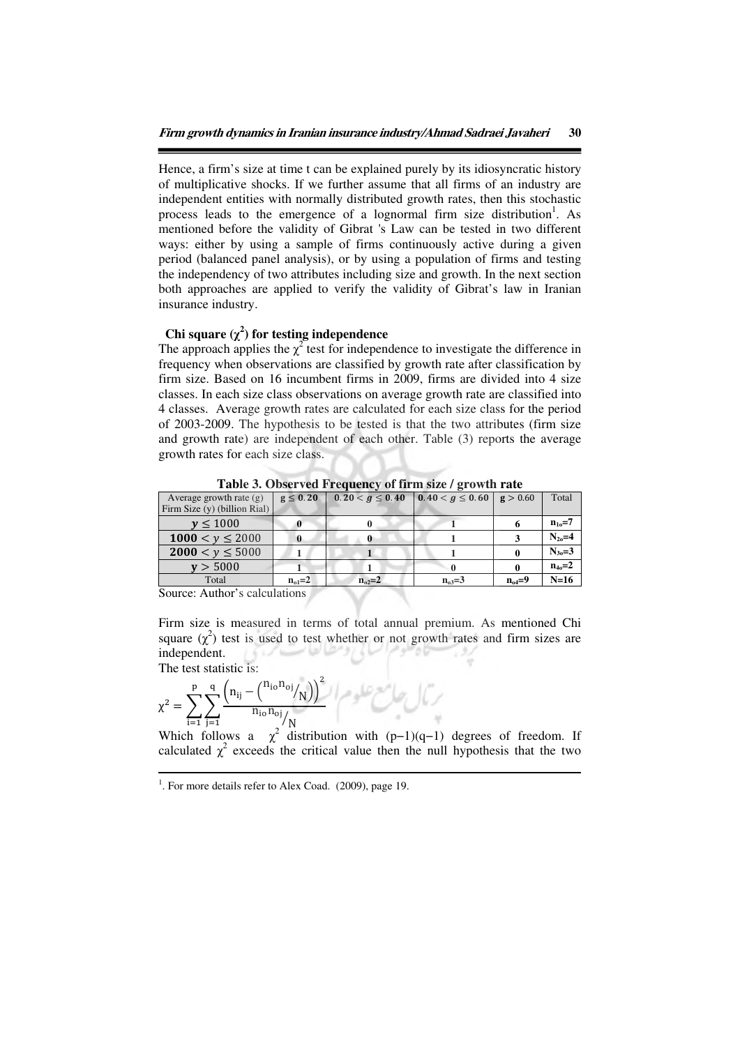Hence, a firm's size at time t can be explained purely by its idiosyncratic history of multiplicative shocks. If we further assume that all firms of an industry are independent entities with normally distributed growth rates, then this stochastic process leads to the emergence of a lognormal firm size distribution[1]. As mentioned before the validity of Gibrat 's Law can be tested in two different ways: either by using a sample of firms continuously active during a given period (balanced panel analysis), or by using a population of firms and testing the independency of two attributes including size and growth. In the next section both approaches are applied to verify the validity of Gibrat's law in Iranian insurance industry.

### Chi square ($\chi^2$) for testing independence

The approach applies the $\chi^2$ test for independence to investigate the difference in frequency when observations are classified by growth rate after classification by firm size. Based on 16 incumbent firms in 2009, firms are divided into 4 size classes. In each size class observations on average growth rate are classified into 4 classes. Average growth rates are calculated for each size class for the period of 2003-2009. The hypothesis to be tested is that the two attributes (firm size and growth rate) are independent of each other. Table (3) reports the average growth rates for each size class.

**Table 3. Observed Frequency of firm size / growth rate**

| Average growth rate (g) / Firm Size (y) (billion Rial) | $g \leq 0.20$ | $0.20 < g \leq 0.40$ | $0.40 < g \leq 0.60$ | $g > 0.60$ | Total |
|---|---|---|---|---|---|
| $y \leq 1000$ | 0 | 0 | 1 | 6 | $n_{1o}=7$ |
| $1000 < y \leq 2000$ | 0 | 0 | 1 | 3 | $N_{2o}=4$ |
| $2000 < y \leq 5000$ | 1 | 1 | 1 | 0 | $N_{3o}=3$ |
| $y > 5000$ | 1 | 1 | 0 | 0 | $n_{4o}=2$ |
| Total | $n_{o1}=2$ | $n_{o2}=2$ | $n_{o3}=3$ | $n_{o4}=9$ | $N=16$ |

Source: Author's calculations

Firm size is measured in terms of total annual premium. As mentioned Chi square ($\chi^2$) test is used to test whether or not growth rates and firm sizes are independent.

The test statistic is:

$$\chi^2 = \sum_{i=1}^{p}\sum_{j=1}^{q}\frac{\left(n_{ij} - \left(n_{io}n_{oj}/N\right)\right)^2}{n_{io}n_{oj}/N}$$

Which follows a $\chi^2$ distribution with $(p-1)(q-1)$ degrees of freedom. If calculated $\chi^2$ exceeds the critical value then the null hypothesis that the two

[1]. For more details refer to Alex Coad. (2009), page 19.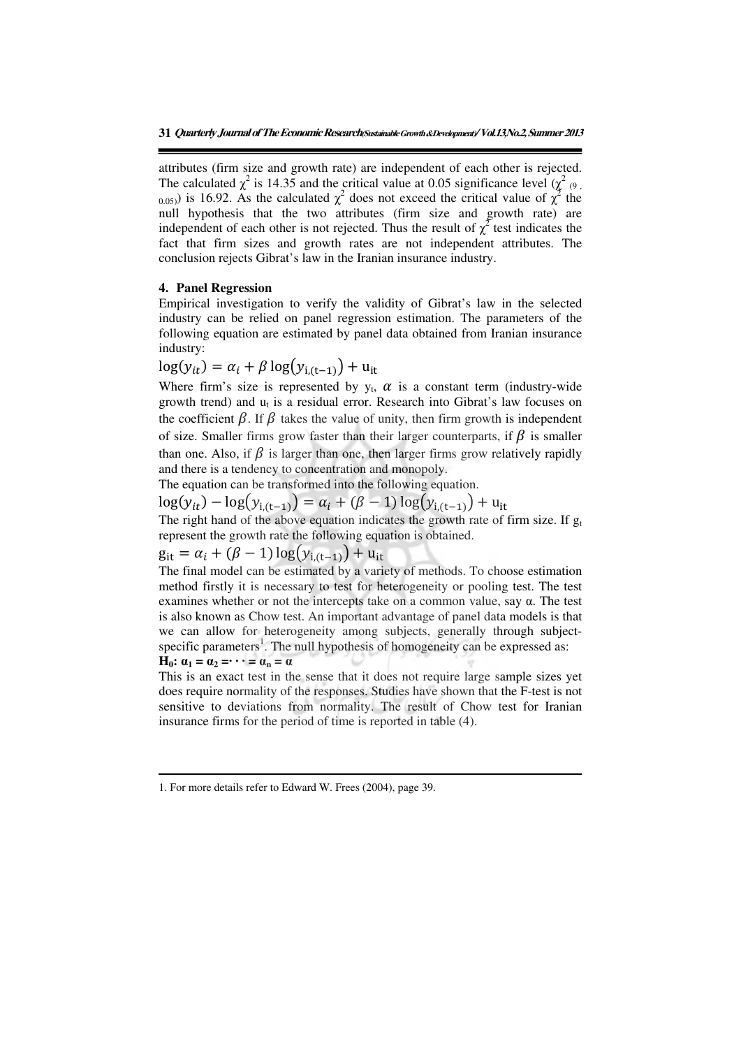attributes (firm size and growth rate) are independent of each other is rejected. The calculated $\chi^2$ is 14.35 and the critical value at 0.05 significance level ($\chi^2_{(9,0.05)}$) is 16.92. As the calculated $\chi^2$ does not exceed the critical value of $\chi^2$ the null hypothesis that the two attributes (firm size and growth rate) are independent of each other is not rejected. Thus the result of $\chi^2$ test indicates the fact that firm sizes and growth rates are not independent attributes. The conclusion rejects Gibrat's law in the Iranian insurance industry.

## 4. Panel Regression

Empirical investigation to verify the validity of Gibrat's law in the selected industry can be relied on panel regression estimation. The parameters of the following equation are estimated by panel data obtained from Iranian insurance industry:

$$\log(y_{it}) = \alpha_i + \beta \log(y_{i,(t-1)}) + u_{it}$$

Where firm's size is represented by $y_t$, $\alpha$ is a constant term (industry-wide growth trend) and $u_t$ is a residual error. Research into Gibrat's law focuses on the coefficient $\beta$. If $\beta$ takes the value of unity, then firm growth is independent of size. Smaller firms grow faster than their larger counterparts, if $\beta$ is smaller than one. Also, if $\beta$ is larger than one, then larger firms grow relatively rapidly and there is a tendency to concentration and monopoly.

The equation can be transformed into the following equation.

$$\log(y_{it}) - \log(y_{i,(t-1)}) = \alpha_i + (\beta - 1)\log(y_{i,(t-1)}) + u_{it}$$

The right hand of the above equation indicates the growth rate of firm size. If $g_t$ represent the growth rate the following equation is obtained.

$$g_{it} = \alpha_i + (\beta - 1)\log(y_{i,(t-1)}) + u_{it}$$

The final model can be estimated by a variety of methods. To choose estimation method firstly it is necessary to test for heterogeneity or pooling test. The test examines whether or not the intercepts take on a common value, say α. The test is also known as Chow test. An important advantage of panel data models is that we can allow for heterogeneity among subjects, generally through subject-specific parameters[1]. The null hypothesis of homogeneity can be expressed as:

$\mathbf{H_0: \alpha_1 = \alpha_2 = \cdots = \alpha_n = \alpha}$

This is an exact test in the sense that it does not require large sample sizes yet does require normality of the responses. Studies have shown that the F-test is not sensitive to deviations from normality. The result of Chow test for Iranian insurance firms for the period of time is reported in table (4).

---

1. For more details refer to Edward W. Frees (2004), page 39.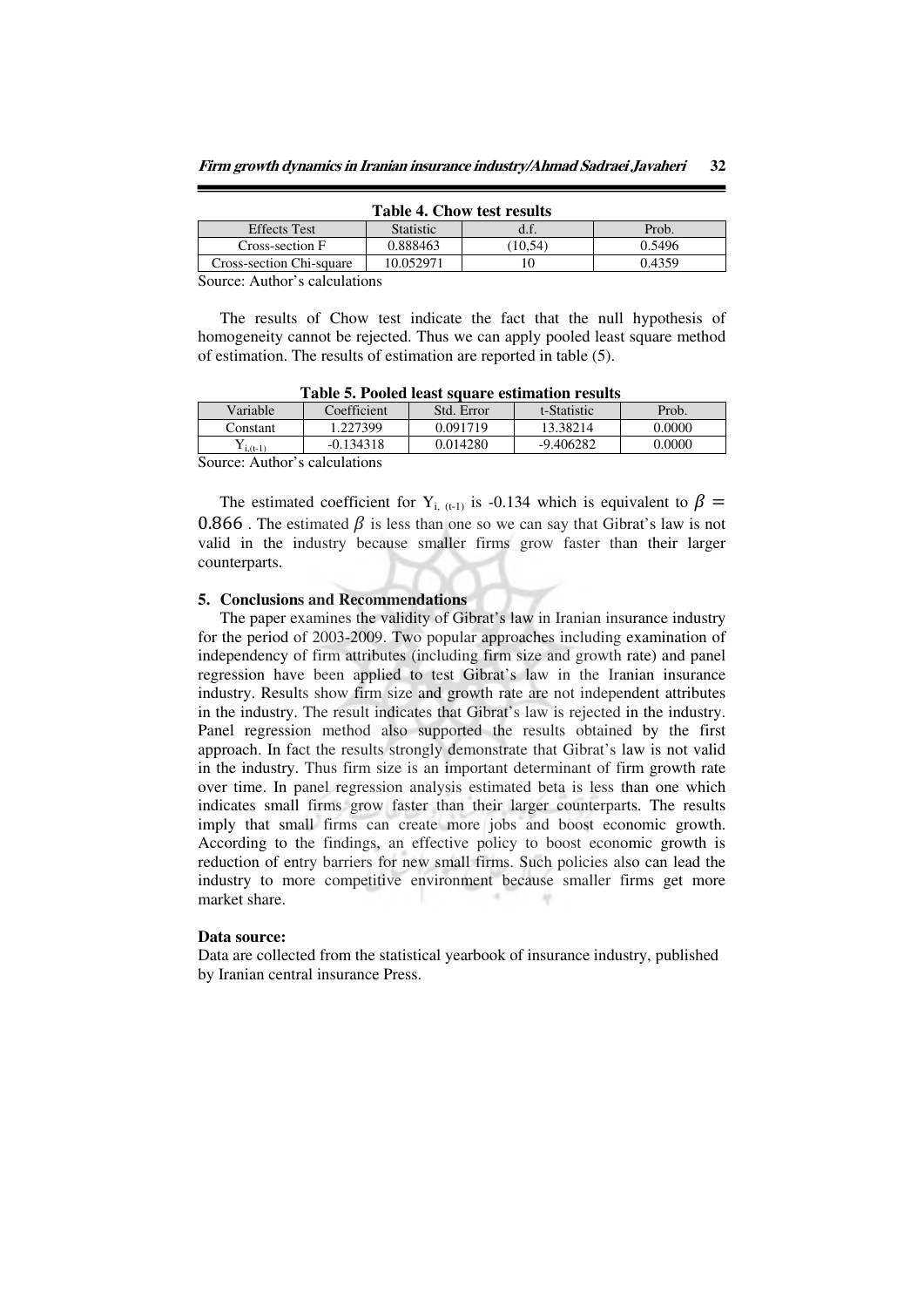**Table 4. Chow test results**

| Effects Test | Statistic | d.f. | Prob. |
|---|---|---|---|
| Cross-section F | 0.888463 | (10,54) | 0.5496 |
| Cross-section Chi-square | 10.052971 | 10 | 0.4359 |

Source: Author's calculations

The results of Chow test indicate the fact that the null hypothesis of homogeneity cannot be rejected. Thus we can apply pooled least square method of estimation. The results of estimation are reported in table (5).

**Table 5. Pooled least square estimation results**

| Variable | Coefficient | Std. Error | t-Statistic | Prob. |
|---|---|---|---|---|
| Constant | 1.227399 | 0.091719 | 13.38214 | 0.0000 |
| $Y_{i,(t-1)}$ | -0.134318 | 0.014280 | -9.406282 | 0.0000 |

Source: Author's calculations

The estimated coefficient for $Y_{i,\ (t-1)}$ is -0.134 which is equivalent to $\beta = 0.866$ . The estimated $\beta$ is less than one so we can say that Gibrat's law is not valid in the industry because smaller firms grow faster than their larger counterparts.

## 5. Conclusions and Recommendations

The paper examines the validity of Gibrat's law in Iranian insurance industry for the period of 2003-2009. Two popular approaches including examination of independency of firm attributes (including firm size and growth rate) and panel regression have been applied to test Gibrat's law in the Iranian insurance industry. Results show firm size and growth rate are not independent attributes in the industry. The result indicates that Gibrat's law is rejected in the industry. Panel regression method also supported the results obtained by the first approach. In fact the results strongly demonstrate that Gibrat's law is not valid in the industry. Thus firm size is an important determinant of firm growth rate over time. In panel regression analysis estimated beta is less than one which indicates small firms grow faster than their larger counterparts. The results imply that small firms can create more jobs and boost economic growth. According to the findings, an effective policy to boost economic growth is reduction of entry barriers for new small firms. Such policies also can lead the industry to more competitive environment because smaller firms get more market share.

**Data source:**

Data are collected from the statistical yearbook of insurance industry, published by Iranian central insurance Press.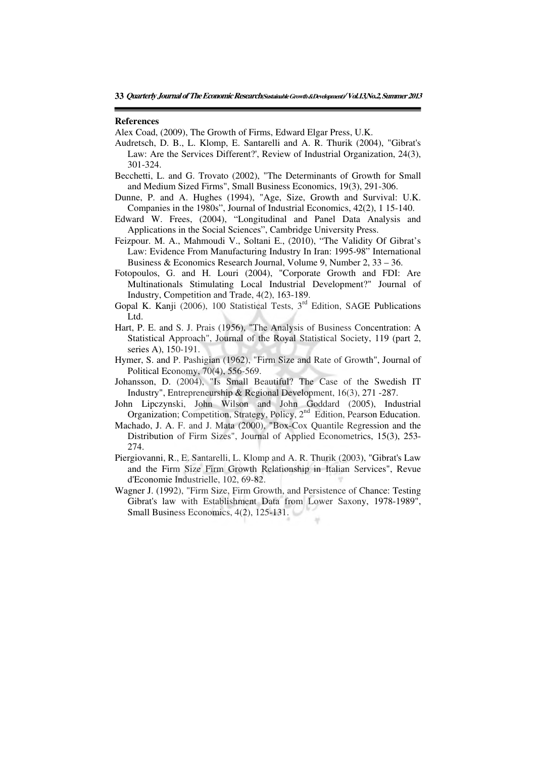**References**

Alex Coad, (2009), The Growth of Firms, Edward Elgar Press, U.K.

Audretsch, D. B., L. Klomp, E. Santarelli and A. R. Thurik (2004), "Gibrat's Law: Are the Services Different?', Review of Industrial Organization, 24(3), 301-324.

Becchetti, L. and G. Trovato (2002), "The Determinants of Growth for Small and Medium Sized Firms", Small Business Economics, 19(3), 291-306.

Dunne, P. and A. Hughes (1994), "Age, Size, Growth and Survival: U.K. Companies in the 1980s", Journal of Industrial Economics, 42(2), 1 15-140.

Edward W. Frees, (2004), "Longitudinal and Panel Data Analysis and Applications in the Social Sciences", Cambridge University Press.

Feizpour. M. A., Mahmoudi V., Soltani E., (2010), "The Validity Of Gibrat's Law: Evidence From Manufacturing Industry In Iran: 1995-98" International Business & Economics Research Journal, Volume 9, Number 2, 33 – 36.

Fotopoulos, G. and H. Louri (2004), "Corporate Growth and FDI: Are Multinationals Stimulating Local Industrial Development?" Journal of Industry, Competition and Trade, 4(2), 163-189.

Gopal K. Kanji (2006), 100 Statistical Tests, 3rd Edition, SAGE Publications Ltd.

Hart, P. E. and S. J. Prais (1956), "The Analysis of Business Concentration: A Statistical Approach", Journal of the Royal Statistical Society, 119 (part 2, series A), 150-191.

Hymer, S. and P. Pashigian (1962), "Firm Size and Rate of Growth", Journal of Political Economy, 70(4), 556-569.

Johansson, D. (2004), "Is Small Beautiful? The Case of the Swedish IT Industry", Entrepreneurship & Regional Development, 16(3), 271 -287.

John Lipczynski, John Wilson and John Goddard (2005), Industrial Organization; Competition, Strategy, Policy, 2nd Edition, Pearson Education.

Machado, J. A. F. and J. Mata (2000), "Box-Cox Quantile Regression and the Distribution of Firm Sizes", Journal of Applied Econometrics, 15(3), 253-274.

Piergiovanni, R., E. Santarelli, L. Klomp and A. R. Thurik (2003), "Gibrat's Law and the Firm Size Firm Growth Relationship in Italian Services", Revue d'Economie Industrielle, 102, 69-82.

Wagner J. (1992), "Firm Size, Firm Growth, and Persistence of Chance: Testing Gibrat's law with Establishment Data from Lower Saxony, 1978-1989", Small Business Economics, 4(2), 125-131.